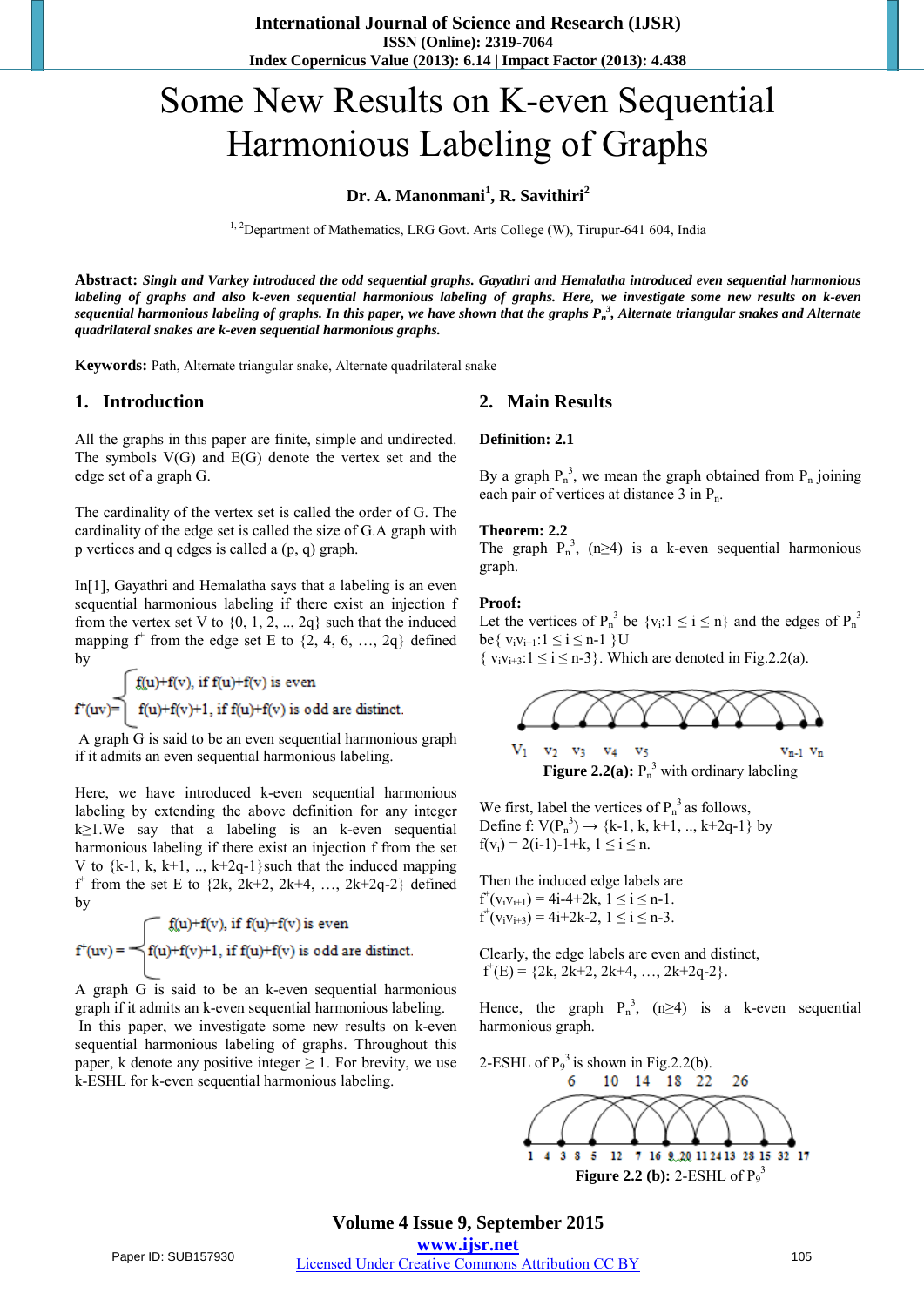# Some New Results on K-even Sequential Harmonious Labeling of Graphs

**Dr. A. Manonmani[1], R. Savithiri[2]**

[1, 2]Department of Mathematics, LRG Govt. Arts College (W), Tirupur-641 604, India

**Abstract:** ***Singh and Varkey introduced the odd sequential graphs. Gayathri and Hemalatha introduced even sequential harmonious labeling of graphs and also k-even sequential harmonious labeling of graphs. Here, we investigate some new results on k-even sequential harmonious labeling of graphs. In this paper, we have shown that the graphs $P_n^3$, Alternate triangular snakes and Alternate quadrilateral snakes are k-even sequential harmonious graphs.***

**Keywords:** Path, Alternate triangular snake, Alternate quadrilateral snake

## 1. Introduction

All the graphs in this paper are finite, simple and undirected. The symbols V(G) and E(G) denote the vertex set and the edge set of a graph G.

The cardinality of the vertex set is called the order of G. The cardinality of the edge set is called the size of G.A graph with p vertices and q edges is called a (p, q) graph.

In[1], Gayathri and Hemalatha says that a labeling is an even sequential harmonious labeling if there exist an injection f from the vertex set V to {0, 1, 2, .., 2q} such that the induced mapping $f^*$ from the edge set E to {2, 4, 6, …, 2q} defined by

$$f^*(uv)=\begin{cases} f(u)+f(v), \text{ if } f(u)+f(v) \text{ is even} \\ f(u)+f(v)+1, \text{ if } f(u)+f(v) \text{ is odd are distinct.}\end{cases}$$

A graph G is said to be an even sequential harmonious graph if it admits an even sequential harmonious labeling.

Here, we have introduced k-even sequential harmonious labeling by extending the above definition for any integer k≥1.We say that a labeling is an k-even sequential harmonious labeling if there exist an injection f from the set V to {k-1, k, k+1, .., k+2q-1}such that the induced mapping $f^*$ from the set E to {2k, 2k+2, 2k+4, …, 2k+2q-2} defined by

$$f^*(uv)=\begin{cases} f(u)+f(v), \text{ if } f(u)+f(v) \text{ is even} \\ f(u)+f(v)+1, \text{ if } f(u)+f(v) \text{ is odd are distinct.}\end{cases}$$

A graph G is said to be an k-even sequential harmonious graph if it admits an k-even sequential harmonious labeling.

In this paper, we investigate some new results on k-even sequential harmonious labeling of graphs. Throughout this paper, k denote any positive integer ≥ 1. For brevity, we use k-ESHL for k-even sequential harmonious labeling.

## 2. Main Results

**Definition: 2.1**

By a graph $P_n^3$, we mean the graph obtained from $P_n$ joining each pair of vertices at distance 3 in $P_n$.

**Theorem: 2.2**

The graph $P_n^3$, (n≥4) is a k-even sequential harmonious graph.

**Proof:**

Let the vertices of $P_n^3$ be $\{v_i: 1 \le i \le n\}$ and the edges of $P_n^3$ be$\{ v_iv_{i+1}: 1 \le i \le n-1 \}$U $\{ v_iv_{i+3}: 1 \le i \le n-3\}$. Which are denoted in Fig.2.2(a).

**Figure 2.2(a):** $P_n^3$ with ordinary labeling

We first, label the vertices of $P_n^3$ as follows,

Define f: $V(P_n^3) \rightarrow$ {k-1, k, k+1, .., k+2q-1} by

$f(v_i) = 2(i-1)-1+k$, $1 \le i \le n$.

Then the induced edge labels are

$f^*(v_iv_{i+1}) = 4i-4+2k$, $1 \le i \le n-1$.

$f^*(v_iv_{i+3}) = 4i+2k-2$, $1 \le i \le n-3$.

Clearly, the edge labels are even and distinct,

$f^*(E)$ = {2k, 2k+2, 2k+4, …, 2k+2q-2}.

Hence, the graph $P_n^3$, (n≥4) is a k-even sequential harmonious graph.

2-ESHL of $P_9^3$ is shown in Fig.2.2(b).

**Figure 2.2 (b):** 2-ESHL of $P_9^3$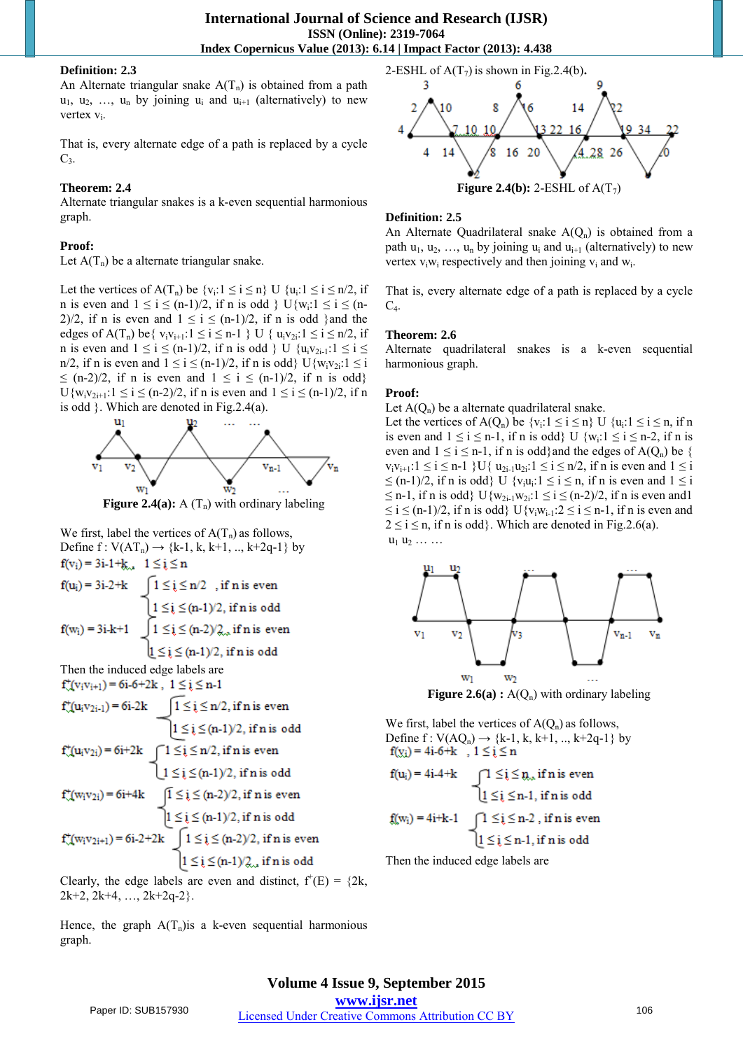**Definition: 2.3**

An Alternate triangular snake $A(T_n)$ is obtained from a path $u_1, u_2, \ldots, u_n$ by joining $u_i$ and $u_{i+1}$ (alternatively) to new vertex $v_i$.

That is, every alternate edge of a path is replaced by a cycle $C_3$.

**Theorem: 2.4**

Alternate triangular snakes is a k-even sequential harmonious graph.

**Proof:**

Let $A(T_n)$ be a alternate triangular snake.

Let the vertices of $A(T_n)$ be $\{v_i: 1 \le i \le n\} \cup \{u_i: 1 \le i \le n/2$, if n is even and $1 \le i \le (n-1)/2$, if n is odd $\} \cup \{w_i: 1 \le i \le (n-2)/2$, if n is even and $1 \le i \le (n-1)/2$, if n is odd $\}$ and the edges of $A(T_n)$ be $\{ v_iv_{i+1}: 1 \le i \le n-1 \} \cup \{ u_iv_{2i}: 1 \le i \le n/2$, if n is even and $1 \le i \le (n-1)/2$, if n is odd $\} \cup \{u_iv_{2i-1}: 1 \le i \le n/2$, if n is even and $1 \le i \le (n-1)/2$, if n is odd$\} \cup \{w_iv_{2i}: 1 \le i \le (n-2)/2$, if n is even and $1 \le i \le (n-1)/2$, if n is odd$\} \cup \{w_iv_{2i+1}: 1 \le i \le (n-2)/2$, if n is even and $1 \le i \le (n-1)/2$, if n is odd $\}$. Which are denoted in Fig.2.4(a).

**Figure 2.4(a):** A $(T_n)$ with ordinary labeling

We first, label the vertices of $A(T_n)$ as follows,

Define $f : V(AT_n) \rightarrow \{k-1, k, k+1, .., k+2q-1\}$ by

$f(v_i) = 3i-1+k, \quad 1 \le i \le n$

$$f(u_i) = 3i-2+k \quad \begin{cases} 1 \le i \le n/2, & \text{if n is even} \\ 1 \le i \le (n-1)/2, & \text{if n is odd} \end{cases}$$

$$f(w_i) = 3i-k+1 \quad \begin{cases} 1 \le i \le (n-2)/2, & \text{if n is even} \\ 1 \le i \le (n-1)/2, & \text{if n is odd} \end{cases}$$

Then the induced edge labels are

$f^*(v_iv_{i+1}) = 6i-6+2k, \quad 1 \le i \le n-1$

$$f^*(u_iv_{2i-1}) = 6i-2k \quad \begin{cases} 1 \le i \le n/2, & \text{if n is even} \\ 1 \le i \le (n-1)/2, & \text{if n is odd} \end{cases}$$

$$f^*(u_iv_{2i}) = 6i+2k \quad \begin{cases} 1 \le i \le n/2, & \text{if n is even} \\ 1 \le i \le (n-1)/2, & \text{if n is odd} \end{cases}$$

$$f^*(w_iv_{2i}) = 6i+4k \quad \begin{cases} 1 \le i \le (n-2)/2, & \text{if n is even} \\ 1 \le i \le (n-1)/2, & \text{if n is odd} \end{cases}$$

$$f^*(w_iv_{2i+1}) = 6i-2+2k \quad \begin{cases} 1 \le i \le (n-2)/2, & \text{if n is even} \\ 1 \le i \le (n-1)/2, & \text{if n is odd} \end{cases}$$

Clearly, the edge labels are even and distinct, $f^*(E) = \{2k, 2k+2, 2k+4, \ldots, 2k+2q-2\}$.

Hence, the graph $A(T_n)$ is a k-even sequential harmonious graph.

2-ESHL of $A(T_7)$ is shown in Fig.2.4(b).

**Figure 2.4(b):** 2-ESHL of $A(T_7)$

**Definition: 2.5**

An Alternate Quadrilateral snake $A(Q_n)$ is obtained from a path $u_1, u_2, \ldots, u_n$ by joining $u_i$ and $u_{i+1}$ (alternatively) to new vertex $v_iw_i$ respectively and then joining $v_i$ and $w_i$.

That is, every alternate edge of a path is replaced by a cycle $C_4$.

**Theorem: 2.6**

Alternate quadrilateral snakes is a k-even sequential harmonious graph.

**Proof:**

Let $A(Q_n)$ be a alternate quadrilateral snake.

Let the vertices of $A(Q_n)$ be $\{v_i: 1 \le i \le n\} \cup \{u_i: 1 \le i \le n$, if n is even and $1 \le i \le n-1$, if n is odd$\} \cup \{w_i: 1 \le i \le n-2$, if n is even and $1 \le i \le n-1$, if n is odd$\}$ and the edges of $A(Q_n)$ be $\{ v_iv_{i+1}: 1 \le i \le n-1 \} \cup \{ u_{2i-1}u_{2i}: 1 \le i \le n/2$, if n is even and $1 \le i \le (n-1)/2$, if n is odd$\} \cup \{v_iu_i: 1 \le i \le n$, if n is even and $1 \le i \le n-1$, if n is odd$\} \cup \{w_{2i-1}w_{2i}: 1 \le i \le (n-2)/2$, if n is even and $1 \le i \le (n-1)/2$, if n is odd$\} \cup \{v_iw_{i-1}: 2 \le i \le n-1$, if n is even and $2 \le i \le n$, if n is odd$\}$. Which are denoted in Fig.2.6(a).

**Figure 2.6(a) :** $A(Q_n)$ with ordinary labeling

We first, label the vertices of $A(Q_n)$ as follows,

Define $f : V(AQ_n) \rightarrow \{k-1, k, k+1, .., k+2q-1\}$ by

$f(v_i) = 4i-6+k, \quad 1 \le i \le n$

$$f(u_i) = 4i-4+k \quad \begin{cases} 1 \le i \le n, & \text{if n is even} \\ 1 \le i \le n-1, & \text{if n is odd} \end{cases}$$

$$f(w_i) = 4i+k-1 \quad \begin{cases} 1 \le i \le n-2, & \text{if n is even} \\ 1 \le i \le n-1, & \text{if n is odd} \end{cases}$$

Then the induced edge labels are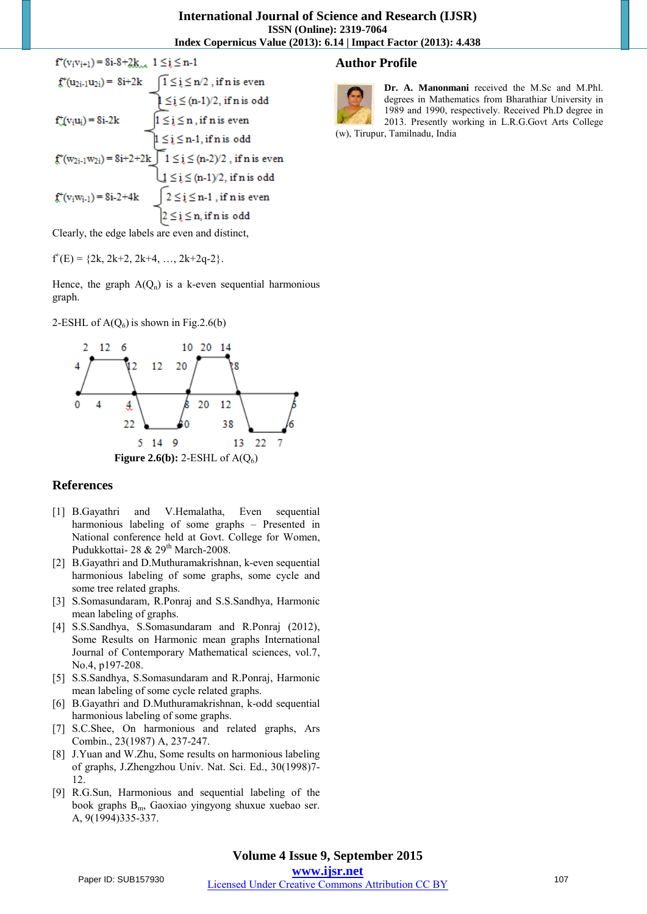$f^*(v_iv_{i+1}) = 8i-8+2k$, $1 \le i \le n-1$

$f^*(u_{2i-1}u_{2i}) = 8i+2k$ $\begin{cases} 1 \le i \le n/2, \text{ if n is even} \\ 1 \le i \le (n-1)/2, \text{ if n is odd} \end{cases}$

$f^*(v_iu_i) = 8i-2k$ $\begin{cases} 1 \le i \le n, \text{ if n is even} \\ 1 \le i \le n-1, \text{ if n is odd} \end{cases}$

$f^*(w_{2i-1}w_{2i}) = 8i+2+2k$ $\begin{cases} 1 \le i \le (n-2)/2, \text{ if n is even} \\ 1 \le i \le (n-1)/2, \text{ if n is odd} \end{cases}$

$f^*(v_iw_{i-1}) = 8i-2+4k$ $\begin{cases} 2 \le i \le n-1, \text{ if n is even} \\ 2 \le i \le n, \text{ if n is odd} \end{cases}$

Clearly, the edge labels are even and distinct,

$f^+(E) = \{2k, 2k+2, 2k+4, \ldots, 2k+2q-2\}$.

Hence, the graph $A(Q_n)$ is a k-even sequential harmonious graph.

2-ESHL of $A(Q_6)$ is shown in Fig.2.6(b)

2 12 6 10 20 14
4 12 12 20 18
0 4 4 8 20 12 6
22 30 38 46
5 14 9 13 22 7

**Figure 2.6(b):** 2-ESHL of $A(Q_6)$

## References

[1] B.Gayathri and V.Hemalatha, Even sequential harmonious labeling of some graphs – Presented in National conference held at Govt. College for Women, Pudukkottai- 28 & 29th March-2008.

[2] B.Gayathri and D.Muthuramakrishnan, k-even sequential harmonious labeling of some graphs, some cycle and some tree related graphs.

[3] S.Somasundaram, R.Ponraj and S.S.Sandhya, Harmonic mean labeling of graphs.

[4] S.S.Sandhya, S.Somasundaram and R.Ponraj (2012), Some Results on Harmonic mean graphs International Journal of Contemporary Mathematical sciences, vol.7, No.4, p197-208.

[5] S.S.Sandhya, S.Somasundaram and R.Ponraj, Harmonic mean labeling of some cycle related graphs.

[6] B.Gayathri and D.Muthuramakrishnan, k-odd sequential harmonious labeling of some graphs.

[7] S.C.Shee, On harmonious and related graphs, Ars Combin., 23(1987) A, 237-247.

[8] J.Yuan and W.Zhu, Some results on harmonious labeling of graphs, J.Zhengzhou Univ. Nat. Sci. Ed., 30(1998)7-12.

[9] R.G.Sun, Harmonious and sequential labeling of the book graphs $B_m$, Gaoxiao yingyong shuxue xuebao ser. A, 9(1994)335-337.

## Author Profile

**Dr. A. Manonmani** received the M.Sc and M.Phl. degrees in Mathematics from Bharathiar University in 1989 and 1990, respectively. Received Ph.D degree in 2013. Presently working in L.R.G.Govt Arts College (w), Tirupur, Tamilnadu, India